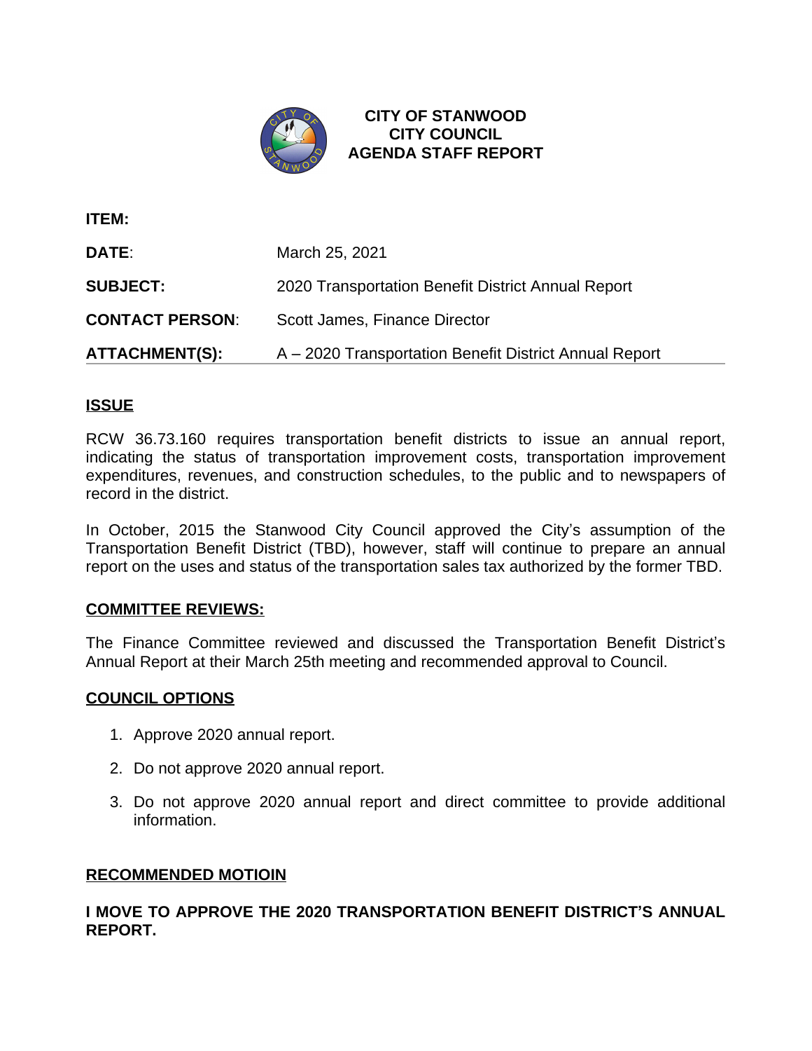# CITY OF STANWOOD
## CITY COUNCIL
## AGENDA STAFF REPORT

| | |
|---|---|
| **ITEM:** | |
| **DATE**: | March 25, 2021 |
| **SUBJECT:** | 2020 Transportation Benefit District Annual Report |
| **CONTACT PERSON**: | Scott James, Finance Director |
| **ATTACHMENT(S):** | A – 2020 Transportation Benefit District Annual Report |

## ISSUE

RCW 36.73.160 requires transportation benefit districts to issue an annual report, indicating the status of transportation improvement costs, transportation improvement expenditures, revenues, and construction schedules, to the public and to newspapers of record in the district.

In October, 2015 the Stanwood City Council approved the City's assumption of the Transportation Benefit District (TBD), however, staff will continue to prepare an annual report on the uses and status of the transportation sales tax authorized by the former TBD.

## COMMITTEE REVIEWS:

The Finance Committee reviewed and discussed the Transportation Benefit District's Annual Report at their March 25th meeting and recommended approval to Council.

## COUNCIL OPTIONS

1. Approve 2020 annual report.
2. Do not approve 2020 annual report.
3. Do not approve 2020 annual report and direct committee to provide additional information.

## RECOMMENDED MOTIOIN

**I MOVE TO APPROVE THE 2020 TRANSPORTATION BENEFIT DISTRICT'S ANNUAL REPORT.**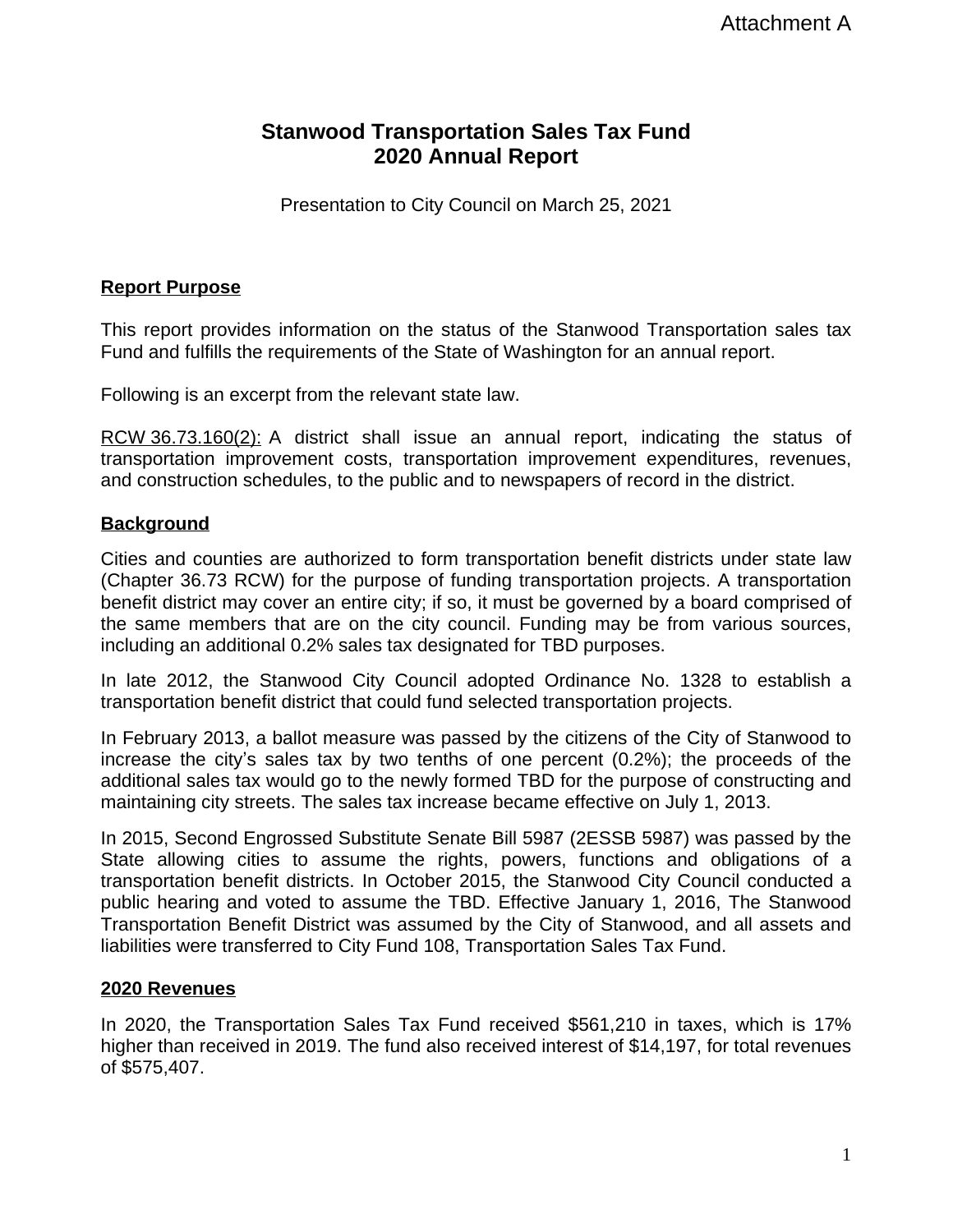Attachment A

# Stanwood Transportation Sales Tax Fund 2020 Annual Report

Presentation to City Council on March 25, 2021

## Report Purpose

This report provides information on the status of the Stanwood Transportation sales tax Fund and fulfills the requirements of the State of Washington for an annual report.

Following is an excerpt from the relevant state law.

RCW 36.73.160(2): A district shall issue an annual report, indicating the status of transportation improvement costs, transportation improvement expenditures, revenues, and construction schedules, to the public and to newspapers of record in the district.

## Background

Cities and counties are authorized to form transportation benefit districts under state law (Chapter 36.73 RCW) for the purpose of funding transportation projects. A transportation benefit district may cover an entire city; if so, it must be governed by a board comprised of the same members that are on the city council. Funding may be from various sources, including an additional 0.2% sales tax designated for TBD purposes.

In late 2012, the Stanwood City Council adopted Ordinance No. 1328 to establish a transportation benefit district that could fund selected transportation projects.

In February 2013, a ballot measure was passed by the citizens of the City of Stanwood to increase the city's sales tax by two tenths of one percent (0.2%); the proceeds of the additional sales tax would go to the newly formed TBD for the purpose of constructing and maintaining city streets. The sales tax increase became effective on July 1, 2013.

In 2015, Second Engrossed Substitute Senate Bill 5987 (2ESSB 5987) was passed by the State allowing cities to assume the rights, powers, functions and obligations of a transportation benefit districts. In October 2015, the Stanwood City Council conducted a public hearing and voted to assume the TBD. Effective January 1, 2016, The Stanwood Transportation Benefit District was assumed by the City of Stanwood, and all assets and liabilities were transferred to City Fund 108, Transportation Sales Tax Fund.

## 2020 Revenues

In 2020, the Transportation Sales Tax Fund received $561,210 in taxes, which is 17% higher than received in 2019. The fund also received interest of $14,197, for total revenues of $575,407.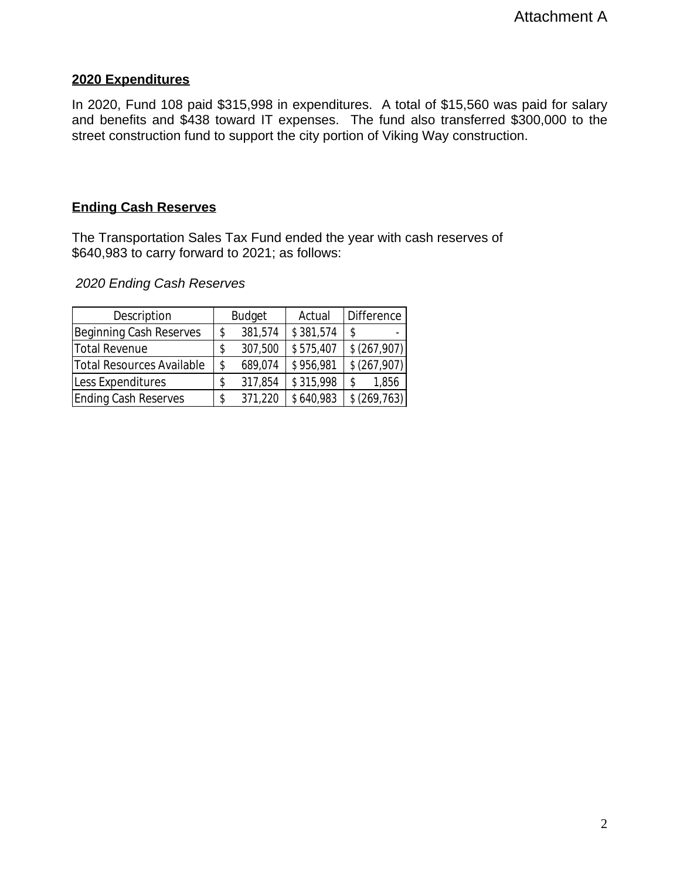Attachment A

## 2020 Expenditures

In 2020, Fund 108 paid $315,998 in expenditures. A total of $15,560 was paid for salary and benefits and $438 toward IT expenses. The fund also transferred $300,000 to the street construction fund to support the city portion of Viking Way construction.

## Ending Cash Reserves

The Transportation Sales Tax Fund ended the year with cash reserves of $640,983 to carry forward to 2021; as follows:

*2020 Ending Cash Reserves*

| Description | Budget | Actual | Difference |
|---|---|---|---|
| Beginning Cash Reserves | $ 381,574 | $ 381,574 | $ - |
| Total Revenue | $ 307,500 | $ 575,407 | $ (267,907) |
| Total Resources Available | $ 689,074 | $ 956,981 | $ (267,907) |
| Less Expenditures | $ 317,854 | $ 315,998 | $ 1,856 |
| Ending Cash Reserves | $ 371,220 | $ 640,983 | $ (269,763) |